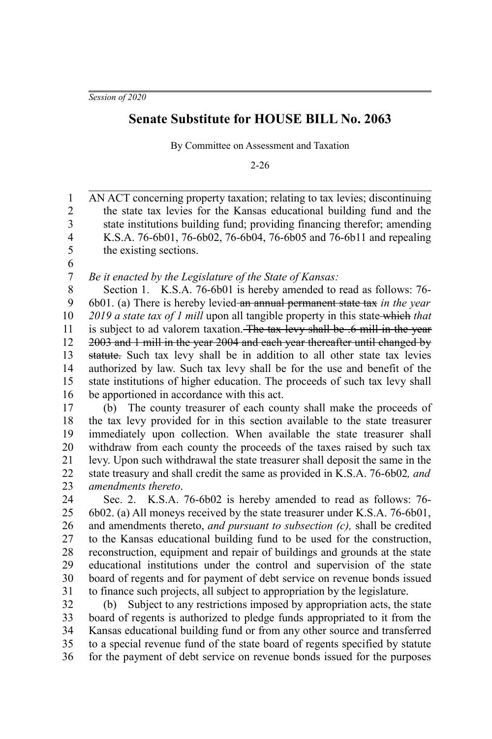*Session of 2020*

# Senate Substitute for HOUSE BILL No. 2063

By Committee on Assessment and Taxation

2-26

AN ACT concerning property taxation; relating to tax levies; discontinuing the state tax levies for the Kansas educational building fund and the state institutions building fund; providing financing therefor; amending K.S.A. 76-6b01, 76-6b02, 76-6b04, 76-6b05 and 76-6b11 and repealing the existing sections.

*Be it enacted by the Legislature of the State of Kansas:*

Section 1. K.S.A. 76-6b01 is hereby amended to read as follows: 76-6b01. (a) There is hereby levied ~~an annual permanent state tax~~ *in the year 2019 a state tax of 1 mill* upon all tangible property in this state ~~which~~ *that* is subject to ad valorem taxation. ~~The tax levy shall be .6 mill in the year 2003 and 1 mill in the year 2004 and each year thereafter until changed by statute.~~ Such tax levy shall be in addition to all other state tax levies authorized by law. Such tax levy shall be for the use and benefit of the state institutions of higher education. The proceeds of such tax levy shall be apportioned in accordance with this act.

(b) The county treasurer of each county shall make the proceeds of the tax levy provided for in this section available to the state treasurer immediately upon collection. When available the state treasurer shall withdraw from each county the proceeds of the taxes raised by such tax levy. Upon such withdrawal the state treasurer shall deposit the same in the state treasury and shall credit the same as provided in K.S.A. 76-6b02*, and amendments thereto*.

Sec. 2. K.S.A. 76-6b02 is hereby amended to read as follows: 76-6b02. (a) All moneys received by the state treasurer under K.S.A. 76-6b01, and amendments thereto, *and pursuant to subsection (c),* shall be credited to the Kansas educational building fund to be used for the construction, reconstruction, equipment and repair of buildings and grounds at the state educational institutions under the control and supervision of the state board of regents and for payment of debt service on revenue bonds issued to finance such projects, all subject to appropriation by the legislature.

(b) Subject to any restrictions imposed by appropriation acts, the state board of regents is authorized to pledge funds appropriated to it from the Kansas educational building fund or from any other source and transferred to a special revenue fund of the state board of regents specified by statute for the payment of debt service on revenue bonds issued for the purposes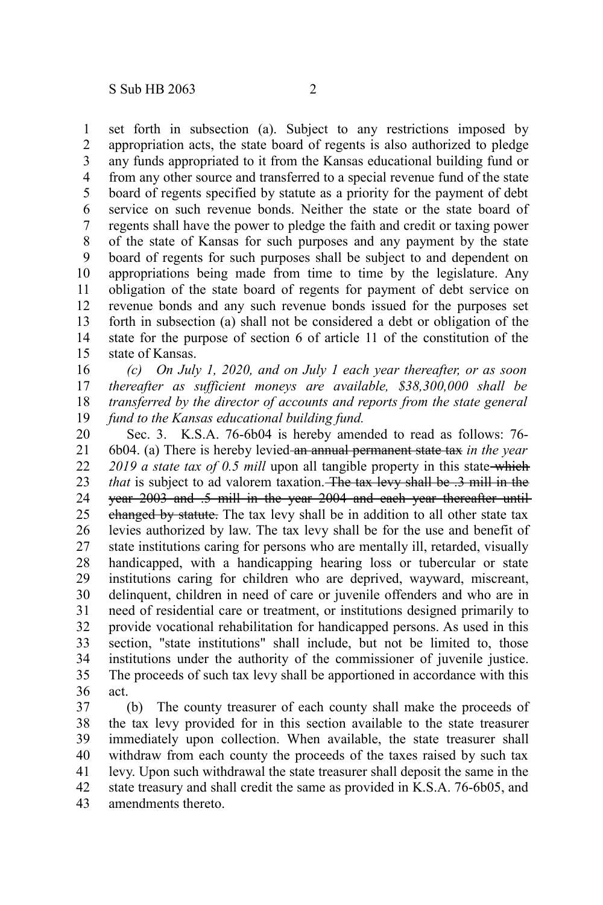set forth in subsection (a). Subject to any restrictions imposed by appropriation acts, the state board of regents is also authorized to pledge any funds appropriated to it from the Kansas educational building fund or from any other source and transferred to a special revenue fund of the state board of regents specified by statute as a priority for the payment of debt service on such revenue bonds. Neither the state or the state board of regents shall have the power to pledge the faith and credit or taxing power of the state of Kansas for such purposes and any payment by the state board of regents for such purposes shall be subject to and dependent on appropriations being made from time to time by the legislature. Any obligation of the state board of regents for payment of debt service on revenue bonds and any such revenue bonds issued for the purposes set forth in subsection (a) shall not be considered a debt or obligation of the state for the purpose of section 6 of article 11 of the constitution of the state of Kansas.

*(c) On July 1, 2020, and on July 1 each year thereafter, or as soon thereafter as sufficient moneys are available, $38,300,000 shall be transferred by the director of accounts and reports from the state general fund to the Kansas educational building fund.*

Sec. 3. K.S.A. 76-6b04 is hereby amended to read as follows: 76-6b04. (a) There is hereby levied ~~an annual permanent state tax~~ *in the year 2019 a state tax of 0.5 mill* upon all tangible property in this state ~~which~~ *that* is subject to ad valorem taxation. ~~The tax levy shall be .3 mill in the year 2003 and .5 mill in the year 2004 and each year thereafter until changed by statute.~~ The tax levy shall be in addition to all other state tax levies authorized by law. The tax levy shall be for the use and benefit of state institutions caring for persons who are mentally ill, retarded, visually handicapped, with a handicapping hearing loss or tubercular or state institutions caring for children who are deprived, wayward, miscreant, delinquent, children in need of care or juvenile offenders and who are in need of residential care or treatment, or institutions designed primarily to provide vocational rehabilitation for handicapped persons. As used in this section, "state institutions" shall include, but not be limited to, those institutions under the authority of the commissioner of juvenile justice. The proceeds of such tax levy shall be apportioned in accordance with this act.

(b) The county treasurer of each county shall make the proceeds of the tax levy provided for in this section available to the state treasurer immediately upon collection. When available, the state treasurer shall withdraw from each county the proceeds of the taxes raised by such tax levy. Upon such withdrawal the state treasurer shall deposit the same in the state treasury and shall credit the same as provided in K.S.A. 76-6b05, and amendments thereto.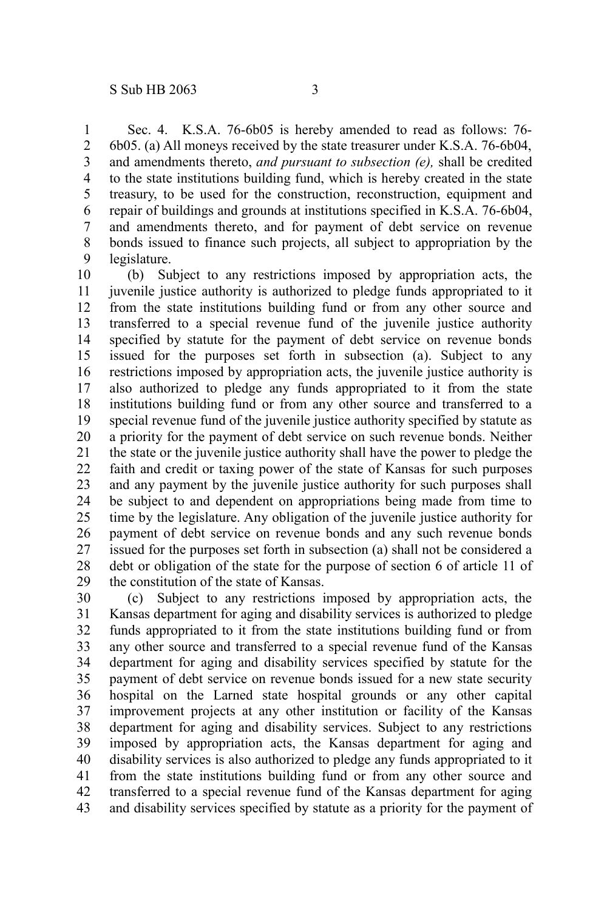Sec. 4. K.S.A. 76-6b05 is hereby amended to read as follows: 76-6b05. (a) All moneys received by the state treasurer under K.S.A. 76-6b04, and amendments thereto, *and pursuant to subsection (e),* shall be credited to the state institutions building fund, which is hereby created in the state treasury, to be used for the construction, reconstruction, equipment and repair of buildings and grounds at institutions specified in K.S.A. 76-6b04, and amendments thereto, and for payment of debt service on revenue bonds issued to finance such projects, all subject to appropriation by the legislature.

(b) Subject to any restrictions imposed by appropriation acts, the juvenile justice authority is authorized to pledge funds appropriated to it from the state institutions building fund or from any other source and transferred to a special revenue fund of the juvenile justice authority specified by statute for the payment of debt service on revenue bonds issued for the purposes set forth in subsection (a). Subject to any restrictions imposed by appropriation acts, the juvenile justice authority is also authorized to pledge any funds appropriated to it from the state institutions building fund or from any other source and transferred to a special revenue fund of the juvenile justice authority specified by statute as a priority for the payment of debt service on such revenue bonds. Neither the state or the juvenile justice authority shall have the power to pledge the faith and credit or taxing power of the state of Kansas for such purposes and any payment by the juvenile justice authority for such purposes shall be subject to and dependent on appropriations being made from time to time by the legislature. Any obligation of the juvenile justice authority for payment of debt service on revenue bonds and any such revenue bonds issued for the purposes set forth in subsection (a) shall not be considered a debt or obligation of the state for the purpose of section 6 of article 11 of the constitution of the state of Kansas.

(c) Subject to any restrictions imposed by appropriation acts, the Kansas department for aging and disability services is authorized to pledge funds appropriated to it from the state institutions building fund or from any other source and transferred to a special revenue fund of the Kansas department for aging and disability services specified by statute for the payment of debt service on revenue bonds issued for a new state security hospital on the Larned state hospital grounds or any other capital improvement projects at any other institution or facility of the Kansas department for aging and disability services. Subject to any restrictions imposed by appropriation acts, the Kansas department for aging and disability services is also authorized to pledge any funds appropriated to it from the state institutions building fund or from any other source and transferred to a special revenue fund of the Kansas department for aging and disability services specified by statute as a priority for the payment of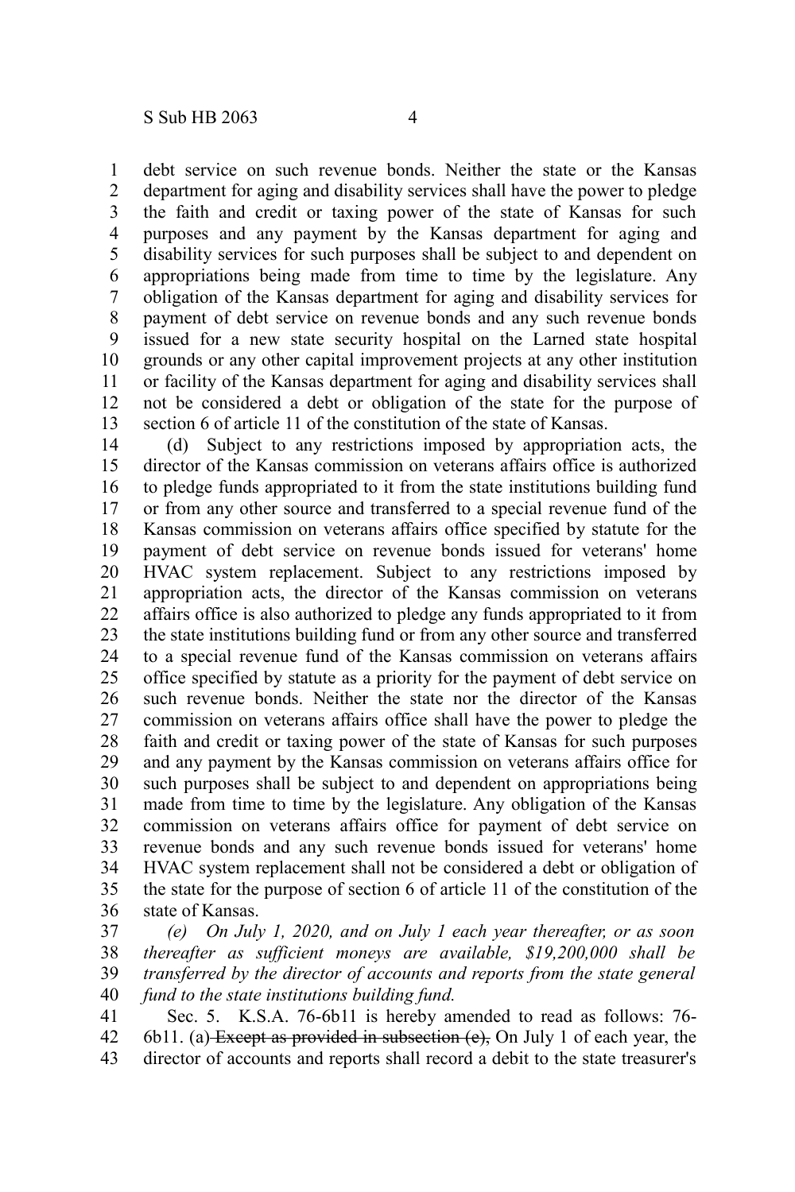debt service on such revenue bonds. Neither the state or the Kansas department for aging and disability services shall have the power to pledge the faith and credit or taxing power of the state of Kansas for such purposes and any payment by the Kansas department for aging and disability services for such purposes shall be subject to and dependent on appropriations being made from time to time by the legislature. Any obligation of the Kansas department for aging and disability services for payment of debt service on revenue bonds and any such revenue bonds issued for a new state security hospital on the Larned state hospital grounds or any other capital improvement projects at any other institution or facility of the Kansas department for aging and disability services shall not be considered a debt or obligation of the state for the purpose of section 6 of article 11 of the constitution of the state of Kansas.

(d) Subject to any restrictions imposed by appropriation acts, the director of the Kansas commission on veterans affairs office is authorized to pledge funds appropriated to it from the state institutions building fund or from any other source and transferred to a special revenue fund of the Kansas commission on veterans affairs office specified by statute for the payment of debt service on revenue bonds issued for veterans' home HVAC system replacement. Subject to any restrictions imposed by appropriation acts, the director of the Kansas commission on veterans affairs office is also authorized to pledge any funds appropriated to it from the state institutions building fund or from any other source and transferred to a special revenue fund of the Kansas commission on veterans affairs office specified by statute as a priority for the payment of debt service on such revenue bonds. Neither the state nor the director of the Kansas commission on veterans affairs office shall have the power to pledge the faith and credit or taxing power of the state of Kansas for such purposes and any payment by the Kansas commission on veterans affairs office for such purposes shall be subject to and dependent on appropriations being made from time to time by the legislature. Any obligation of the Kansas commission on veterans affairs office for payment of debt service on revenue bonds and any such revenue bonds issued for veterans' home HVAC system replacement shall not be considered a debt or obligation of the state for the purpose of section 6 of article 11 of the constitution of the state of Kansas.

*(e) On July 1, 2020, and on July 1 each year thereafter, or as soon thereafter as sufficient moneys are available, $19,200,000 shall be transferred by the director of accounts and reports from the state general fund to the state institutions building fund.*

Sec. 5. K.S.A. 76-6b11 is hereby amended to read as follows: 76-6b11. (a) ~~Except as provided in subsection (e),~~ On July 1 of each year, the director of accounts and reports shall record a debit to the state treasurer's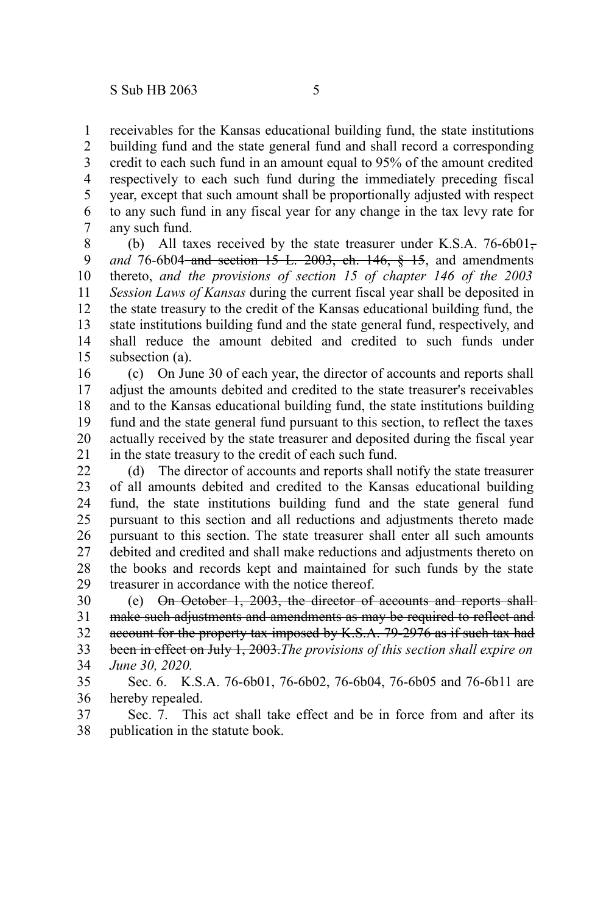receivables for the Kansas educational building fund, the state institutions building fund and the state general fund and shall record a corresponding credit to each such fund in an amount equal to 95% of the amount credited respectively to each such fund during the immediately preceding fiscal year, except that such amount shall be proportionally adjusted with respect to any such fund in any fiscal year for any change in the tax levy rate for any such fund.

(b) All taxes received by the state treasurer under K.S.A. 76-6b01~~,~~ *and* 76-6b04 ~~and section 15 L. 2003, ch. 146, § 15~~, and amendments thereto, *and the provisions of section 15 of chapter 146 of the 2003 Session Laws of Kansas* during the current fiscal year shall be deposited in the state treasury to the credit of the Kansas educational building fund, the state institutions building fund and the state general fund, respectively, and shall reduce the amount debited and credited to such funds under subsection (a).

(c) On June 30 of each year, the director of accounts and reports shall adjust the amounts debited and credited to the state treasurer's receivables and to the Kansas educational building fund, the state institutions building fund and the state general fund pursuant to this section, to reflect the taxes actually received by the state treasurer and deposited during the fiscal year in the state treasury to the credit of each such fund.

(d) The director of accounts and reports shall notify the state treasurer of all amounts debited and credited to the Kansas educational building fund, the state institutions building fund and the state general fund pursuant to this section and all reductions and adjustments thereto made pursuant to this section. The state treasurer shall enter all such amounts debited and credited and shall make reductions and adjustments thereto on the books and records kept and maintained for such funds by the state treasurer in accordance with the notice thereof.

(e) ~~On October 1, 2003, the director of accounts and reports shall make such adjustments and amendments as may be required to reflect and account for the property tax imposed by K.S.A. 79-2976 as if such tax had been in effect on July 1, 2003.~~ *The provisions of this section shall expire on June 30, 2020.*

Sec. 6. K.S.A. 76-6b01, 76-6b02, 76-6b04, 76-6b05 and 76-6b11 are hereby repealed.

Sec. 7. This act shall take effect and be in force from and after its publication in the statute book.